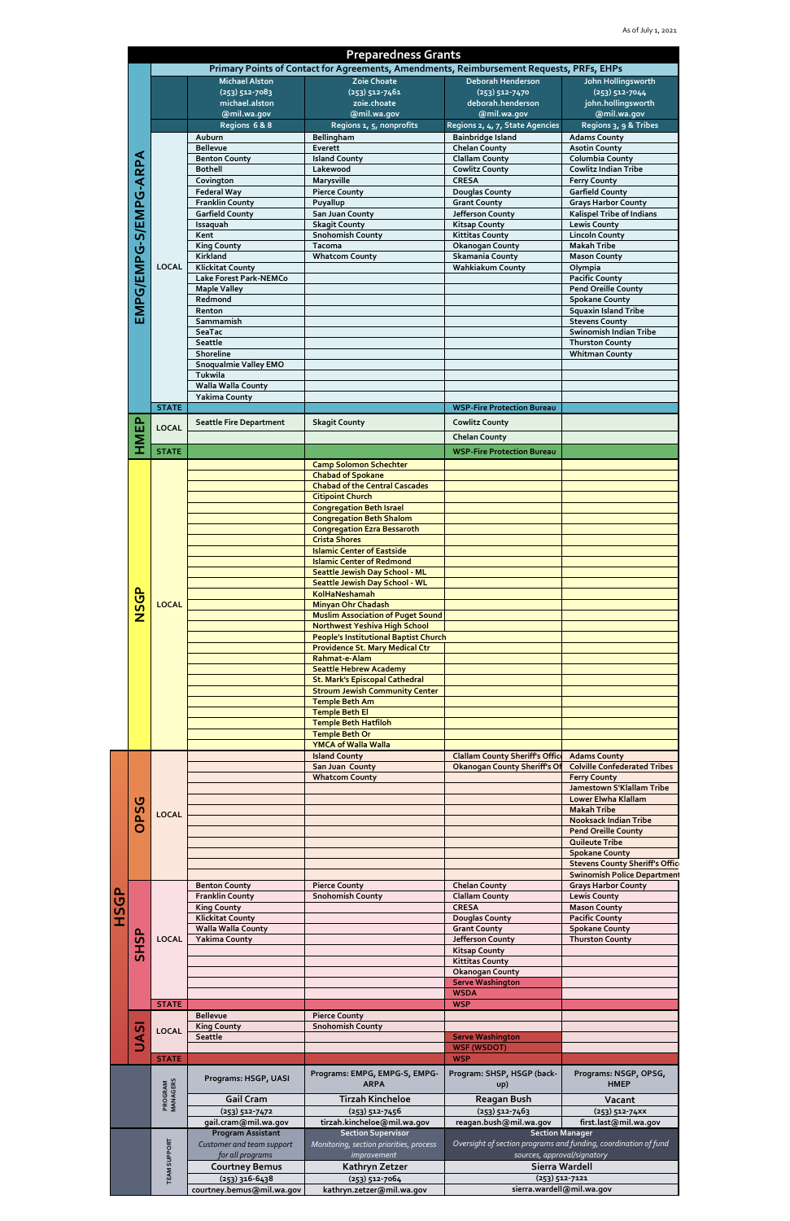As of July 1, 2021

# Preparedness Grants

## Primary Points of Contact for Agreements, Amendments, Reimbursement Requests, PRFs, EHPs

| Program | Level | Michael Alston (253) 512-7083 michael.alston@mil.wa.gov | Zoie Choate (253) 512-7461 zoie.choate@mil.wa.gov | Deborah Henderson (253) 512-7470 deborah.henderson@mil.wa.gov | John Hollingsworth (253) 512-7044 john.hollingsworth@mil.wa.gov |
|---|---|---|---|---|---|
| | | Regions 6 & 8 | Regions 1, 5, nonprofits | Regions 2, 4, 7, State Agencies | Regions 3, 9 & Tribes |
| EMPG/EMPG-S/EMPG-ARPA | LOCAL | Auburn | Bellingham | Bainbridge Island | Adams County |
| | | Bellevue | Everett | Chelan County | Asotin County |
| | | Benton County | Island County | Clallam County | Columbia County |
| | | Bothell | Lakewood | Cowlitz County | Cowlitz Indian Tribe |
| | | Covington | Marysville | CRESA | Ferry County |
| | | Federal Way | Pierce County | Douglas County | Garfield County |
| | | Franklin County | Puyallup | Grant County | Grays Harbor County |
| | | Garfield County | San Juan County | Jefferson County | Kalispel Tribe of Indians |
| | | Issaquah | Skagit County | Kitsap County | Lewis County |
| | | Kent | Snohomish County | Kittitas County | Lincoln County |
| | | King County | Tacoma | Okanogan County | Makah Tribe |
| | | Kirkland | Whatcom County | Skamania County | Mason County |
| | | Klickitat County | | Wahkiakum County | Olympia |
| | | Lake Forest Park-NEMCo | | | Pacific County |
| | | Maple Valley | | | Pend Oreille County |
| | | Redmond | | | Spokane County |
| | | Renton | | | Squaxin Island Tribe |
| | | Sammamish | | | Stevens County |
| | | SeaTac | | | Swinomish Indian Tribe |
| | | Seattle | | | Thurston County |
| | | Shoreline | | | Whitman County |
| | | Snoqualmie Valley EMO | | | |
| | | Tukwila | | | |
| | | Walla Walla County | | | |
| | | Yakima County | | | |
| | STATE | | | WSP-Fire Protection Bureau | |
| HMEP | LOCAL | Seattle Fire Department | Skagit County | Cowlitz County | |
| | | | | Chelan County | |
| | STATE | | | WSP-Fire Protection Bureau | |
| NSGP | LOCAL | | Camp Solomon Schechter | | |
| | | | Chabad of Spokane | | |
| | | | Chabad of the Central Cascades | | |
| | | | Citipoint Church | | |
| | | | Congregation Beth Israel | | |
| | | | Congregation Beth Shalom | | |
| | | | Congregation Ezra Bessaroth | | |
| | | | Crista Shores | | |
| | | | Islamic Center of Eastside | | |
| | | | Islamic Center of Redmond | | |
| | | | Seattle Jewish Day School - ML | | |
| | | | Seattle Jewish Day School - WL | | |
| | | | KolHaNeshamah | | |
| | | | Minyan Ohr Chadash | | |
| | | | Muslim Association of Puget Sound | | |
| | | | Northwest Yeshiva High School | | |
| | | | People's Institutional Baptist Church | | |
| | | | Providence St. Mary Medical Ctr | | |
| | | | Rahmat-e-Alam | | |
| | | | Seattle Hebrew Academy | | |
| | | | St. Mark's Episcopal Cathedral | | |
| | | | Stroum Jewish Community Center | | |
| | | | Temple Beth Am | | |
| | | | Temple Beth El | | |
| | | | Temple Beth Hatfiloh | | |
| | | | Temple Beth Or | | |
| | | | YMCA of Walla Walla | | |
| HSGP – OPSG | LOCAL | | Island County | Clallam County Sheriff's Office | Adams County |
| | | | San Juan County | Okanogan County Sheriff's Office | Colville Confederated Tribes |
| | | | Whatcom County | | Ferry County |
| | | | | | Jamestown S'Klallam Tribe |
| | | | | | Lower Elwha Klallam |
| | | | | | Makah Tribe |
| | | | | | Nooksack Indian Tribe |
| | | | | | Pend Oreille County |
| | | | | | Quileute Tribe |
| | | | | | Spokane County |
| | | | | | Stevens County Sheriff's Office |
| | | | | | Swinomish Police Department |
| HSGP – SHSP | LOCAL | Benton County | Pierce County | Chelan County | Grays Harbor County |
| | | Franklin County | Snohomish County | Clallam County | Lewis County |
| | | King County | | CRESA | Mason County |
| | | Klickitat County | | Douglas County | Pacific County |
| | | Walla Walla County | | Grant County | Spokane County |
| | | Yakima County | | Jefferson County | Thurston County |
| | | | | Kitsap County | |
| | | | | Kittitas County | |
| | | | | Okanogan County | |
| | | | | Serve Washington | |
| | | | | WSDA | |
| | STATE | | | WSP | |
| HSGP – UASI | LOCAL | Bellevue | Pierce County | | |
| | | King County | Snohomish County | | |
| | | Seattle | | Serve Washington | |
| | | | | WSF (WSDOT) | |
| | STATE | | | WSP | |

## Program Managers

| Programs: HSGP, UASI | Programs: EMPG, EMPG-S, EMPG-ARPA | Program: SHSP, HSGP (back-up) | Programs: NSGP, OPSG, HMEP |
|---|---|---|---|
| Gail Cram | Tirzah Kincheloe | Reagan Bush | Vacant |
| (253) 512-7472 | (253) 512-7456 | (253) 512-7463 | (253) 512-74xx |
| gail.cram@mil.wa.gov | tirzah.kincheloe@mil.wa.gov | reagan.bush@mil.wa.gov | first.last@mil.wa.gov |

## Team Support

| Program Assistant | Section Supervisor | Section Manager |
|---|---|---|
| *Customer and team support for all programs* | *Monitoring, section priorities, process improvement* | *Oversight of section programs and funding, coordination of fund sources, approval/signatory* |
| Courtney Bemus | Kathryn Zetzer | Sierra Wardell |
| (253) 316-6438 | (253) 512-7064 | (253) 512-7121 |
| courtney.bemus@mil.wa.gov | kathryn.zetzer@mil.wa.gov | sierra.wardell@mil.wa.gov |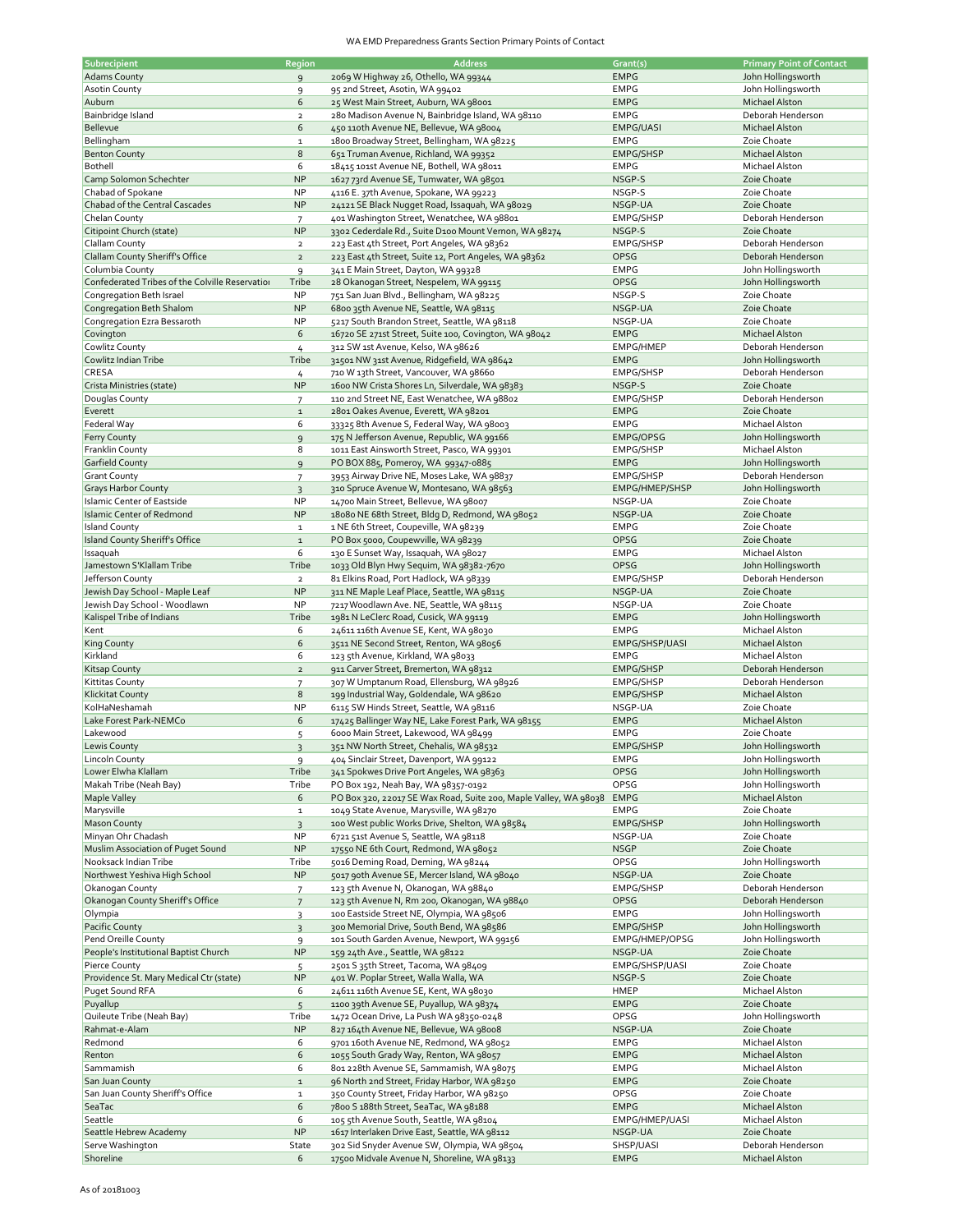WA EMD Preparedness Grants Section Primary Points of Contact

| Subrecipient | Region | Address | Grant(s) | Primary Point of Contact |
|---|---|---|---|---|
| Adams County | 9 | 2069 W Highway 26, Othello, WA 99344 | EMPG | John Hollingsworth |
| Asotin County | 9 | 95 2nd Street, Asotin, WA 99402 | EMPG | John Hollingsworth |
| Auburn | 6 | 25 West Main Street, Auburn, WA 98001 | EMPG | Michael Alston |
| Bainbridge Island | 2 | 280 Madison Avenue N, Bainbridge Island, WA 98110 | EMPG | Deborah Henderson |
| Bellevue | 6 | 450 110th Avenue NE, Bellevue, WA 98004 | EMPG/UASI | Michael Alston |
| Bellingham | 1 | 1800 Broadway Street, Bellingham, WA 98225 | EMPG | Zoie Choate |
| Benton County | 8 | 651 Truman Avenue, Richland, WA 99352 | EMPG/SHSP | Michael Alston |
| Bothell | 6 | 18415 101st Avenue NE, Bothell, WA 98011 | EMPG | Michael Alston |
| Camp Solomon Schechter | NP | 1627 73rd Avenue SE, Tumwater, WA 98501 | NSGP-S | Zoie Choate |
| Chabad of Spokane | NP | 4116 E. 37th Avenue, Spokane, WA 99223 | NSGP-S | Zoie Choate |
| Chabad of the Central Cascades | NP | 24121 SE Black Nugget Road, Issaquah, WA 98029 | NSGP-UA | Zoie Choate |
| Chelan County | 7 | 401 Washington Street, Wenatchee, WA 98801 | EMPG/SHSP | Deborah Henderson |
| Citipoint Church (state) | NP | 3302 Cederdale Rd., Suite D100 Mount Vernon, WA 98274 | NSGP-S | Zoie Choate |
| Clallam County | 2 | 223 East 4th Street, Port Angeles, WA 98362 | EMPG/SHSP | Deborah Henderson |
| Clallam County Sheriff's Office | 2 | 223 East 4th Street, Suite 12, Port Angeles, WA 98362 | OPSG | Deborah Henderson |
| Columbia County | 9 | 341 E Main Street, Dayton, WA 99328 | EMPG | John Hollingsworth |
| Confederated Tribes of the Colville Reservation | Tribe | 28 Okanogan Street, Nespelem, WA 99115 | OPSG | John Hollingsworth |
| Congregation Beth Israel | NP | 751 San Juan Blvd., Bellingham, WA 98225 | NSGP-S | Zoie Choate |
| Congregation Beth Shalom | NP | 6800 35th Avenue NE, Seattle, WA 98115 | NSGP-UA | Zoie Choate |
| Congregation Ezra Bessaroth | NP | 5217 South Brandon Street, Seattle, WA 98118 | NSGP-UA | Zoie Choate |
| Covington | 6 | 16720 SE 271st Street, Suite 100, Covington, WA 98042 | EMPG | Michael Alston |
| Cowlitz County | 4 | 312 SW 1st Avenue, Kelso, WA 98626 | EMPG/HMEP | Deborah Henderson |
| Cowlitz Indian Tribe | Tribe | 31501 NW 31st Avenue, Ridgefield, WA 98642 | EMPG | John Hollingsworth |
| CRESA | 4 | 710 W 13th Street, Vancouver, WA 98660 | EMPG/SHSP | Deborah Henderson |
| Crista Ministries (state) | NP | 1600 NW Crista Shores Ln, Silverdale, WA 98383 | NSGP-S | Zoie Choate |
| Douglas County | 7 | 110 2nd Street NE, East Wenatchee, WA 98802 | EMPG/SHSP | Deborah Henderson |
| Everett | 1 | 2801 Oakes Avenue, Everett, WA 98201 | EMPG | Zoie Choate |
| Federal Way | 6 | 33325 8th Avenue S, Federal Way, WA 98003 | EMPG | Michael Alston |
| Ferry County | 9 | 175 N Jefferson Avenue, Republic, WA 99166 | EMPG/OPSG | John Hollingsworth |
| Franklin County | 8 | 1011 East Ainsworth Street, Pasco, WA 99301 | EMPG/SHSP | Michael Alston |
| Garfield County | 9 | PO BOX 885, Pomeroy, WA 99347-0885 | EMPG | John Hollingsworth |
| Grant County | 7 | 3953 Airway Drive NE, Moses Lake, WA 98837 | EMPG/SHSP | Deborah Henderson |
| Grays Harbor County | 3 | 310 Spruce Avenue W, Montesano, WA 98563 | EMPG/HMEP/SHSP | John Hollingsworth |
| Islamic Center of Eastside | NP | 14700 Main Street, Bellevue, WA 98007 | NSGP-UA | Zoie Choate |
| Islamic Center of Redmond | NP | 18080 NE 68th Street, Bldg D, Redmond, WA 98052 | NSGP-UA | Zoie Choate |
| Island County | 1 | 1 NE 6th Street, Coupeville, WA 98239 | EMPG | Zoie Choate |
| Island County Sheriff's Office | 1 | PO Box 5000, Coupewville, WA 98239 | OPSG | Zoie Choate |
| Issaquah | 6 | 130 E Sunset Way, Issaquah, WA 98027 | EMPG | Michael Alston |
| Jamestown S'Klallam Tribe | Tribe | 1033 Old Blyn Hwy Sequim, WA 98382-7670 | OPSG | John Hollingsworth |
| Jefferson County | 2 | 81 Elkins Road, Port Hadlock, WA 98339 | EMPG/SHSP | Deborah Henderson |
| Jewish Day School - Maple Leaf | NP | 311 NE Maple Leaf Place, Seattle, WA 98115 | NSGP-UA | Zoie Choate |
| Jewish Day School - Woodlawn | NP | 7217 Woodlawn Ave. NE, Seattle, WA 98115 | NSGP-UA | Zoie Choate |
| Kalispel Tribe of Indians | Tribe | 1981 N LeClerc Road, Cusick, WA 99119 | EMPG | John Hollingsworth |
| Kent | 6 | 24611 116th Avenue SE, Kent, WA 98030 | EMPG | Michael Alston |
| King County | 6 | 3511 NE Second Street, Renton, WA 98056 | EMPG/SHSP/UASI | Michael Alston |
| Kirkland | 6 | 123 5th Avenue, Kirkland, WA 98033 | EMPG | Michael Alston |
| Kitsap County | 2 | 911 Carver Street, Bremerton, WA 98312 | EMPG/SHSP | Deborah Henderson |
| Kittitas County | 7 | 307 W Umptanum Road, Ellensburg, WA 98926 | EMPG/SHSP | Deborah Henderson |
| Klickitat County | 8 | 199 Industrial Way, Goldendale, WA 98620 | EMPG/SHSP | Michael Alston |
| KolHaNeshamah | NP | 6115 SW Hinds Street, Seattle, WA 98116 | NSGP-UA | Zoie Choate |
| Lake Forest Park-NEMCo | 6 | 17425 Ballinger Way NE, Lake Forest Park, WA 98155 | EMPG | Michael Alston |
| Lakewood | 5 | 6000 Main Street, Lakewood, WA 98499 | EMPG | Zoie Choate |
| Lewis County | 3 | 351 NW North Street, Chehalis, WA 98532 | EMPG/SHSP | John Hollingsworth |
| Lincoln County | 9 | 404 Sinclair Street, Davenport, WA 99122 | EMPG | John Hollingsworth |
| Lower Elwha Klallam | Tribe | 341 Spokwes Drive Port Angeles, WA 98363 | OPSG | John Hollingsworth |
| Makah Tribe (Neah Bay) | Tribe | PO Box 192, Neah Bay, WA 98357-0192 | OPSG | John Hollingsworth |
| Maple Valley | 6 | PO Box 320, 22017 SE Wax Road, Suite 200, Maple Valley, WA 98038 | EMPG | Michael Alston |
| Marysville | 1 | 1049 State Avenue, Marysville, WA 98270 | EMPG | Zoie Choate |
| Mason County | 3 | 100 West public Works Drive, Shelton, WA 98584 | EMPG/SHSP | John Hollingsworth |
| Minyan Ohr Chadash | NP | 6721 51st Avenue S, Seattle, WA 98118 | NSGP-UA | Zoie Choate |
| Muslim Association of Puget Sound | NP | 17550 NE 6th Court, Redmond, WA 98052 | NSGP | Zoie Choate |
| Nooksack Indian Tribe | Tribe | 5016 Deming Road, Deming, WA 98244 | OPSG | John Hollingsworth |
| Northwest Yeshiva High School | NP | 5017 90th Avenue SE, Mercer Island, WA 98040 | NSGP-UA | Zoie Choate |
| Okanogan County | 7 | 123 5th Avenue N, Okanogan, WA 98840 | EMPG/SHSP | Deborah Henderson |
| Okanogan County Sheriff's Office | 7 | 123 5th Avenue N, Rm 200, Okanogan, WA 98840 | OPSG | Deborah Henderson |
| Olympia | 3 | 100 Eastside Street NE, Olympia, WA 98506 | EMPG | John Hollingsworth |
| Pacific County | 3 | 300 Memorial Drive, South Bend, WA 98586 | EMPG/SHSP | John Hollingsworth |
| Pend Oreille County | 9 | 101 South Garden Avenue, Newport, WA 99156 | EMPG/HMEP/OPSG | John Hollingsworth |
| People's Institutional Baptist Church | NP | 159 24th Ave., Seattle, WA 98122 | NSGP-UA | Zoie Choate |
| Pierce County | 5 | 2501 S 35th Street, Tacoma, WA 98409 | EMPG/SHSP/UASI | Zoie Choate |
| Providence St. Mary Medical Ctr (state) | NP | 401 W. Poplar Street, Walla Walla, WA | NSGP-S | Zoie Choate |
| Puget Sound RFA | 6 | 24611 116th Avenue SE, Kent, WA 98030 | HMEP | Michael Alston |
| Puyallup | 5 | 1100 39th Avenue SE, Puyallup, WA 98374 | EMPG | Zoie Choate |
| Quileute Tribe (Neah Bay) | Tribe | 1472 Ocean Drive, La Push WA 98350-0248 | OPSG | John Hollingsworth |
| Rahmat-e-Alam | NP | 827 164th Avenue NE, Bellevue, WA 98008 | NSGP-UA | Zoie Choate |
| Redmond | 6 | 9701 160th Avenue NE, Redmond, WA 98052 | EMPG | Michael Alston |
| Renton | 6 | 1055 South Grady Way, Renton, WA 98057 | EMPG | Michael Alston |
| Sammamish | 6 | 801 228th Avenue SE, Sammamish, WA 98075 | EMPG | Michael Alston |
| San Juan County | 1 | 96 North 2nd Street, Friday Harbor, WA 98250 | EMPG | Zoie Choate |
| San Juan County Sheriff's Office | 1 | 350 County Street, Friday Harbor, WA 98250 | OPSG | Zoie Choate |
| SeaTac | 6 | 7800 S 188th Street, SeaTac, WA 98188 | EMPG | Michael Alston |
| Seattle | 6 | 105 5th Avenue South, Seattle, WA 98104 | EMPG/HMEP/UASI | Michael Alston |
| Seattle Hebrew Academy | NP | 1617 Interlaken Drive East, Seattle, WA 98112 | NSGP-UA | Zoie Choate |
| Serve Washington | State | 302 Sid Snyder Avenue SW, Olympia, WA 98504 | SHSP/UASI | Deborah Henderson |
| Shoreline | 6 | 17500 Midvale Avenue N, Shoreline, WA 98133 | EMPG | Michael Alston |

As of 20181003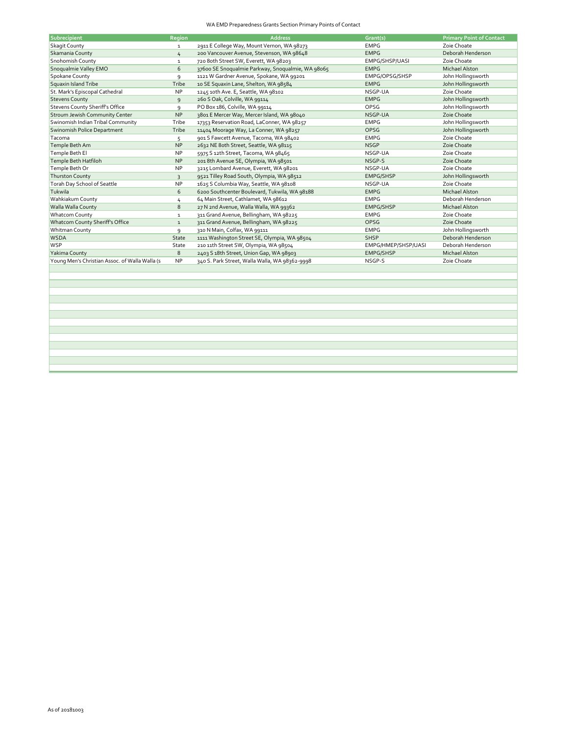WA EMD Preparedness Grants Section Primary Points of Contact

| Subrecipient | Region | Address | Grant(s) | Primary Point of Contact |
|---|---|---|---|---|
| Skagit County | 1 | 2911 E College Way, Mount Vernon, WA 98273 | EMPG | Zoie Choate |
| Skamania County | 4 | 200 Vancouver Avenue, Stevenson, WA 98648 | EMPG | Deborah Henderson |
| Snohomish County | 1 | 720 80th Street SW, Everett, WA 98203 | EMPG/SHSP/UASI | Zoie Choate |
| Snoqualmie Valley EMO | 6 | 37600 SE Snoqualmie Parkway, Snoqualmie, WA 98065 | EMPG | Michael Alston |
| Spokane County | 9 | 1121 W Gardner Avenue, Spokane, WA 99201 | EMPG/OPSG/SHSP | John Hollingsworth |
| Squaxin Island Tribe | Tribe | 10 SE Squaxin Lane, Shelton, WA 98584 | EMPG | John Hollingsworth |
| St. Mark's Episcopal Cathedral | NP | 1245 10th Ave. E, Seattle, WA 98102 | NSGP-UA | Zoie Choate |
| Stevens County | 9 | 260 S Oak, Colville, WA 99114 | EMPG | John Hollingsworth |
| Stevens County Sheriff's Office | 9 | PO Box 186, Colville, WA 99114 | OPSG | John Hollingsworth |
| Stroum Jewish Community Center | NP | 3801 E Mercer Way, Mercer Island, WA 98040 | NSGP-UA | Zoie Choate |
| Swinomish Indian Tribal Community | Tribe | 17353 Reservation Road, LaConner, WA 98257 | EMPG | John Hollingsworth |
| Swinomish Police Department | Tribe | 11404 Moorage Way, La Conner, WA 98257 | OPSG | John Hollingsworth |
| Tacoma | 5 | 901 S Fawcett Avenue, Tacoma, WA 98402 | EMPG | Zoie Choate |
| Temple Beth Am | NP | 2632 NE 80th Street, Seattle, WA 98115 | NSGP | Zoie Choate |
| Temple Beth El | NP | 5975 S 12th Street, Tacoma, WA 98465 | NSGP-UA | Zoie Choate |
| Temple Beth Hatfiloh | NP | 201 8th Avenue SE, Olympia, WA 98501 | NSGP-S | Zoie Choate |
| Temple Beth Or | NP | 3215 Lombard Avenue, Everett, WA 98201 | NSGP-UA | Zoie Choate |
| Thurston County | 3 | 9521 Tilley Road South, Olympia, WA 98512 | EMPG/SHSP | John Hollingsworth |
| Torah Day School of Seattle | NP | 1625 S Columbia Way, Seattle, WA 98108 | NSGP-UA | Zoie Choate |
| Tukwila | 6 | 6200 Southcenter Boulevard, Tukwila, WA 98188 | EMPG | Michael Alston |
| Wahkiakum County | 4 | 64 Main Street, Cathlamet, WA 98612 | EMPG | Deborah Henderson |
| Walla Walla County | 8 | 27 N 2nd Avenue, Walla Walla, WA 99362 | EMPG/SHSP | Michael Alston |
| Whatcom County | 1 | 311 Grand Avenue, Bellingham, WA 98225 | EMPG | Zoie Choate |
| Whatcom County Sheriff's Office | 1 | 311 Grand Avenue, Bellingham, WA 98225 | OPSG | Zoie Choate |
| Whitman County | 9 | 310 N Main, Colfax, WA 99111 | EMPG | John Hollingsworth |
| WSDA | State | 1111 Washington Street SE, Olympia, WA 98504 | SHSP | Deborah Henderson |
| WSP | State | 210 11th Street SW, Olympia, WA 98504 | EMPG/HMEP/SHSP/UASI | Deborah Henderson |
| Yakima County | 8 | 2403 S 18th Street, Union Gap, WA 98903 | EMPG/SHSP | Michael Alston |
| Young Men's Christian Assoc. of Walla Walla (s | NP | 340 S. Park Street, Walla Walla, WA 98362-9998 | NSGP-S | Zoie Choate |

As of 20181003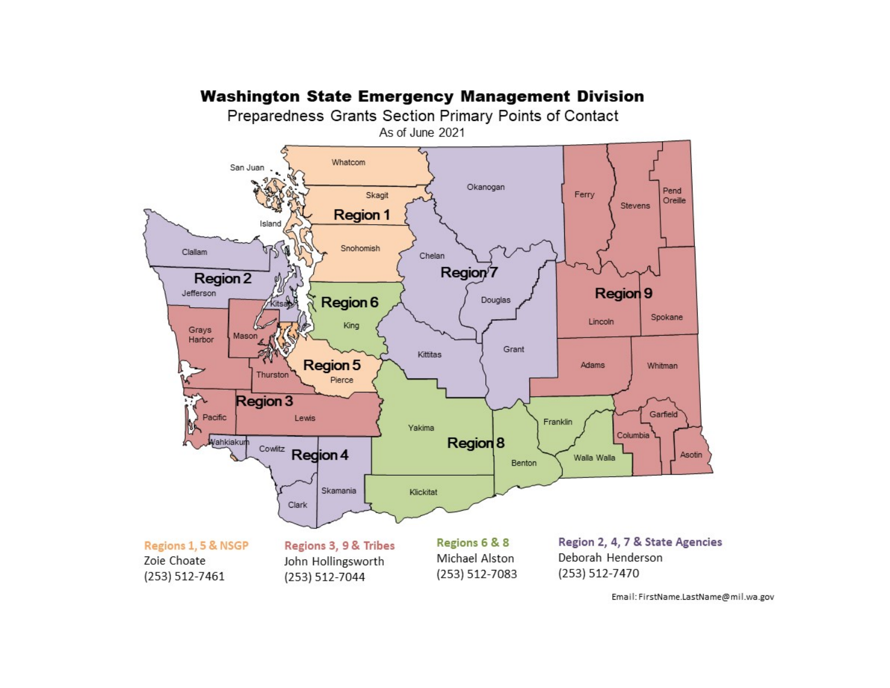# Washington State Emergency Management Division

## Preparedness Grants Section Primary Points of Contact

As of June 2021

San Juan
Whatcom
Skagit
Island
Region 1
Snohomish
Okanogan
Ferry
Stevens
Pend Oreille
Clallam
Region 2
Jefferson
Kitsap
Chelan
Region 7
Douglas
Region 9
Lincoln
Spokane
Region 6
King
Grays Harbor
Mason
Thurston
Region 5
Pierce
Kittitas
Grant
Adams
Whitman
Region 3
Pacific
Lewis
Yakima
Region 8
Franklin
Garfield
Columbia
Wahkiakum
Cowlitz
Region 4
Benton
Walla Walla
Asotin
Skamania
Klickitat
Clark

**Regions 1, 5 & NSGP**
Zoie Choate
(253) 512-7461

**Regions 3, 9 & Tribes**
John Hollingsworth
(253) 512-7044

**Regions 6 & 8**
Michael Alston
(253) 512-7083

**Region 2, 4, 7 & State Agencies**
Deborah Henderson
(253) 512-7470

Email: FirstName.LastName@mil.wa.gov